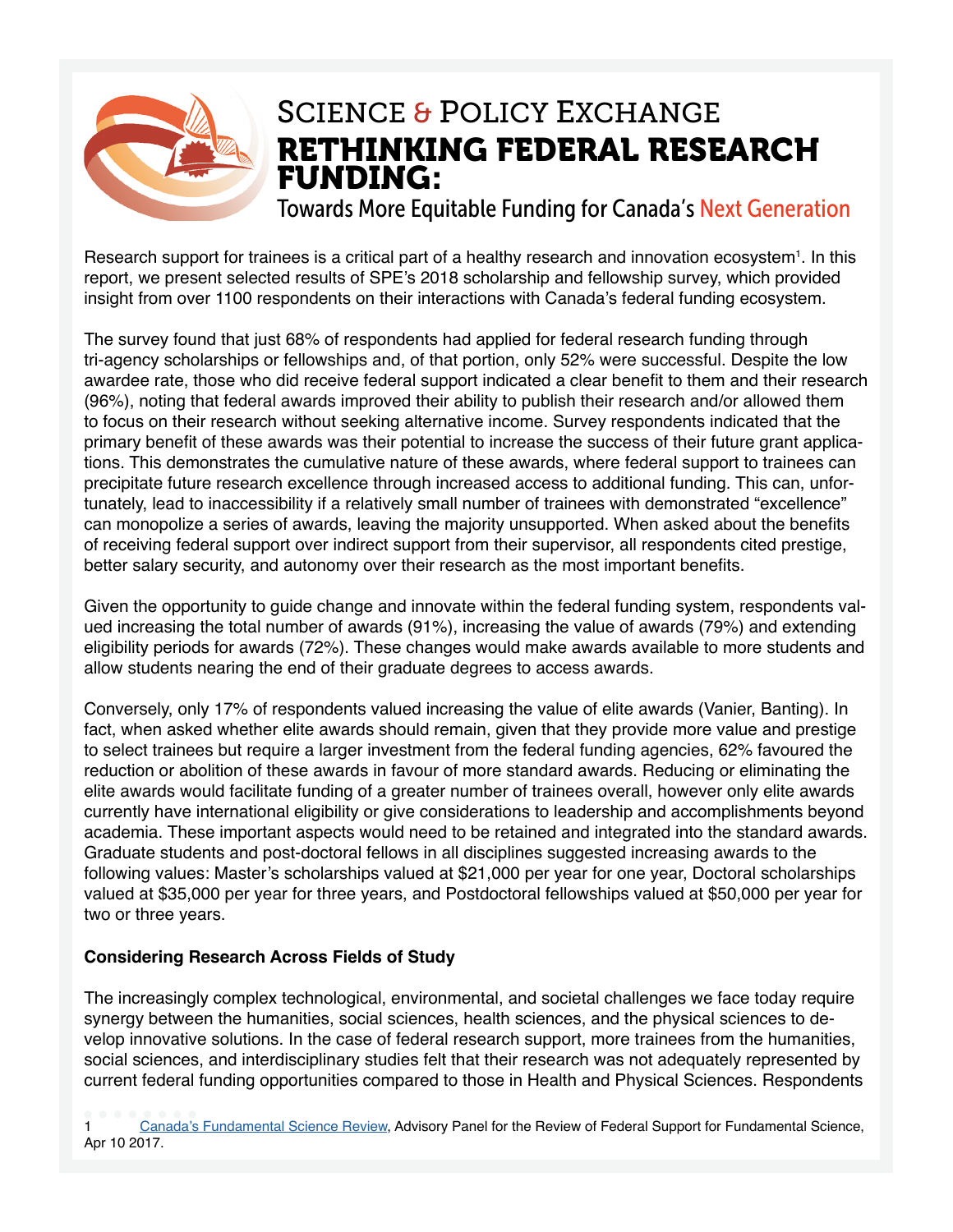# Science & Policy Exchange

# RETHINKING FEDERAL RESEARCH FUNDING:

## Towards More Equitable Funding for Canada's Next Generation

Research support for trainees is a critical part of a healthy research and innovation ecosystem[1]. In this report, we present selected results of SPE's 2018 scholarship and fellowship survey, which provided insight from over 1100 respondents on their interactions with Canada's federal funding ecosystem.

The survey found that just 68% of respondents had applied for federal research funding through tri-agency scholarships or fellowships and, of that portion, only 52% were successful. Despite the low awardee rate, those who did receive federal support indicated a clear benefit to them and their research (96%), noting that federal awards improved their ability to publish their research and/or allowed them to focus on their research without seeking alternative income. Survey respondents indicated that the primary benefit of these awards was their potential to increase the success of their future grant applications. This demonstrates the cumulative nature of these awards, where federal support to trainees can precipitate future research excellence through increased access to additional funding. This can, unfortunately, lead to inaccessibility if a relatively small number of trainees with demonstrated "excellence" can monopolize a series of awards, leaving the majority unsupported. When asked about the benefits of receiving federal support over indirect support from their supervisor, all respondents cited prestige, better salary security, and autonomy over their research as the most important benefits.

Given the opportunity to guide change and innovate within the federal funding system, respondents valued increasing the total number of awards (91%), increasing the value of awards (79%) and extending eligibility periods for awards (72%). These changes would make awards available to more students and allow students nearing the end of their graduate degrees to access awards.

Conversely, only 17% of respondents valued increasing the value of elite awards (Vanier, Banting). In fact, when asked whether elite awards should remain, given that they provide more value and prestige to select trainees but require a larger investment from the federal funding agencies, 62% favoured the reduction or abolition of these awards in favour of more standard awards. Reducing or eliminating the elite awards would facilitate funding of a greater number of trainees overall, however only elite awards currently have international eligibility or give considerations to leadership and accomplishments beyond academia. These important aspects would need to be retained and integrated into the standard awards. Graduate students and post-doctoral fellows in all disciplines suggested increasing awards to the following values: Master's scholarships valued at $21,000 per year for one year, Doctoral scholarships valued at $35,000 per year for three years, and Postdoctoral fellowships valued at $50,000 per year for two or three years.

**Considering Research Across Fields of Study**

The increasingly complex technological, environmental, and societal challenges we face today require synergy between the humanities, social sciences, health sciences, and the physical sciences to develop innovative solutions. In the case of federal research support, more trainees from the humanities, social sciences, and interdisciplinary studies felt that their research was not adequately represented by current federal funding opportunities compared to those in Health and Physical Sciences. Respondents

---

1 Canada's Fundamental Science Review, Advisory Panel for the Review of Federal Support for Fundamental Science, Apr 10 2017.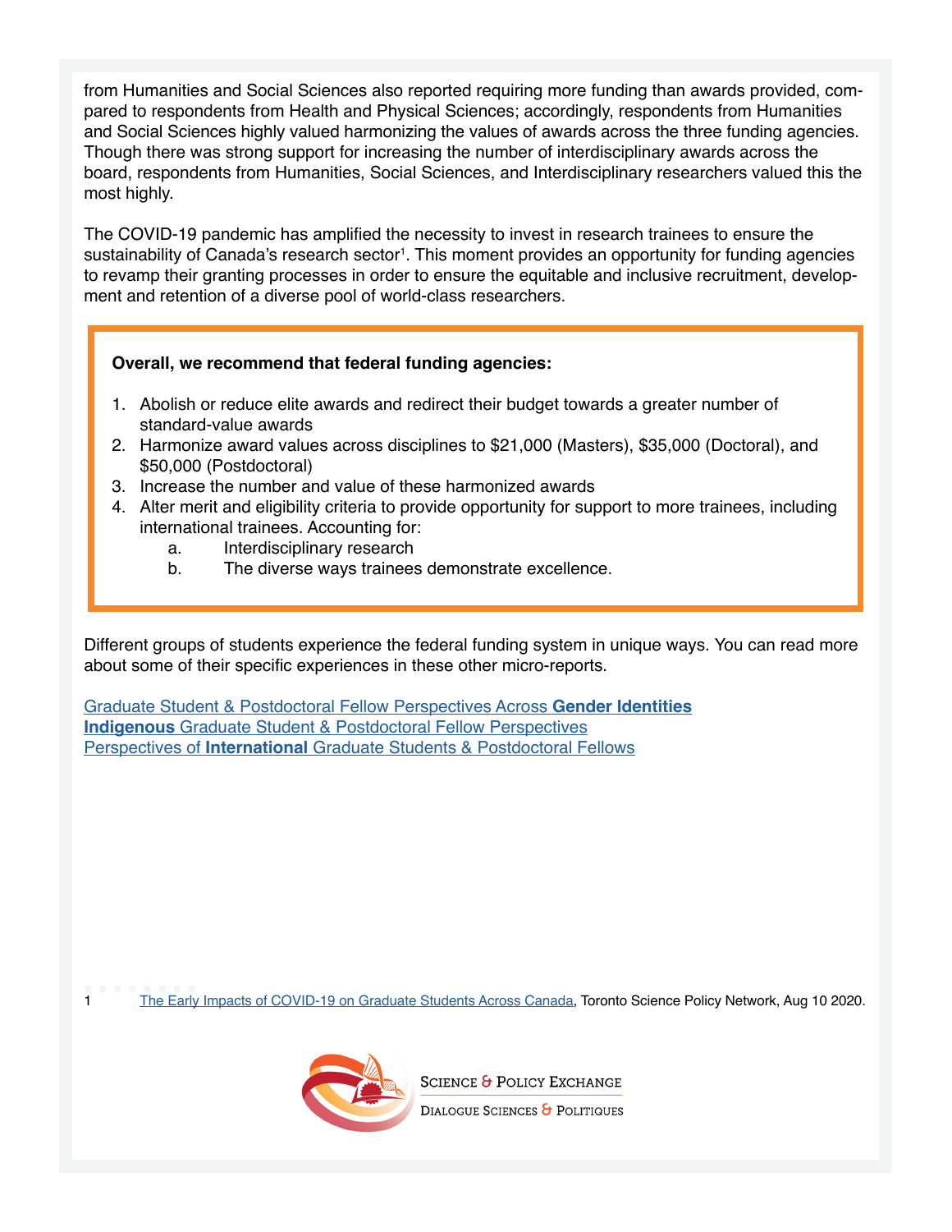from Humanities and Social Sciences also reported requiring more funding than awards provided, compared to respondents from Health and Physical Sciences; accordingly, respondents from Humanities and Social Sciences highly valued harmonizing the values of awards across the three funding agencies. Though there was strong support for increasing the number of interdisciplinary awards across the board, respondents from Humanities, Social Sciences, and Interdisciplinary researchers valued this the most highly.

The COVID-19 pandemic has amplified the necessity to invest in research trainees to ensure the sustainability of Canada's research sector[1]. This moment provides an opportunity for funding agencies to revamp their granting processes in order to ensure the equitable and inclusive recruitment, development and retention of a diverse pool of world-class researchers.

**Overall, we recommend that federal funding agencies:**

1. Abolish or reduce elite awards and redirect their budget towards a greater number of standard-value awards
2. Harmonize award values across disciplines to $21,000 (Masters), $35,000 (Doctoral), and $50,000 (Postdoctoral)
3. Increase the number and value of these harmonized awards
4. Alter merit and eligibility criteria to provide opportunity for support to more trainees, including international trainees. Accounting for:
    a. Interdisciplinary research
    b. The diverse ways trainees demonstrate excellence.

Different groups of students experience the federal funding system in unique ways. You can read more about some of their specific experiences in these other micro-reports.

Graduate Student & Postdoctoral Fellow Perspectives Across **Gender Identities**
**Indigenous** Graduate Student & Postdoctoral Fellow Perspectives
Perspectives of **International** Graduate Students & Postdoctoral Fellows

1 The Early Impacts of COVID-19 on Graduate Students Across Canada, Toronto Science Policy Network, Aug 10 2020.

Science & Policy Exchange
Dialogue Sciences & Politiques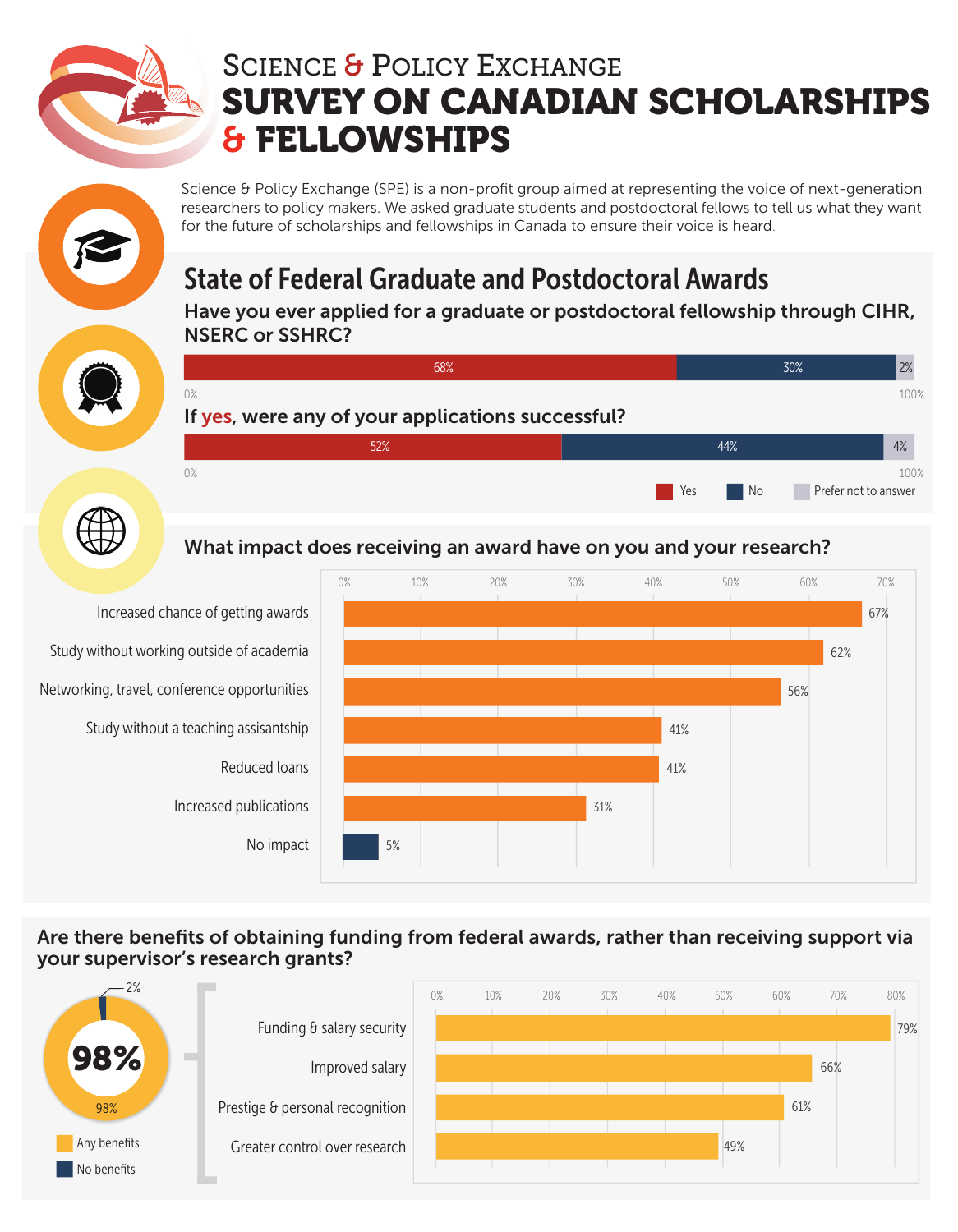# Science & Policy Exchange

# SURVEY ON CANADIAN SCHOLARSHIPS & FELLOWSHIPS

Science & Policy Exchange (SPE) is a non-profit group aimed at representing the voice of next-generation researchers to policy makers. We asked graduate students and postdoctoral fellows to tell us what they want for the future of scholarships and fellowships in Canada to ensure their voice is heard.

## State of Federal Graduate and Postdoctoral Awards

### Have you ever applied for a graduate or postdoctoral fellowship through CIHR, NSERC or SSHRC?

| Yes | No | Prefer not to answer |
|---|---|---|
| 68% | 30% | 2% |

### If yes, were any of your applications successful?

| Yes | No | Prefer not to answer |
|---|---|---|
| 52% | 44% | 4% |

### What impact does receiving an award have on you and your research?

| Impact | % |
|---|---|
| Increased chance of getting awards | 67% |
| Study without working outside of academia | 62% |
| Networking, travel, conference opportunities | 56% |
| Study without a teaching assisantship | 41% |
| Reduced loans | 41% |
| Increased publications | 31% |
| No impact | 5% |

### Are there benefits of obtaining funding from federal awards, rather than receiving support via your supervisor's research grants?

**98%**

| Response | % |
|---|---|
| Any benefits | 98% |
| No benefits | 2% |

| Benefit | % |
|---|---|
| Funding & salary security | 79% |
| Improved salary | 66% |
| Prestige & personal recognition | 61% |
| Greater control over research | 49% |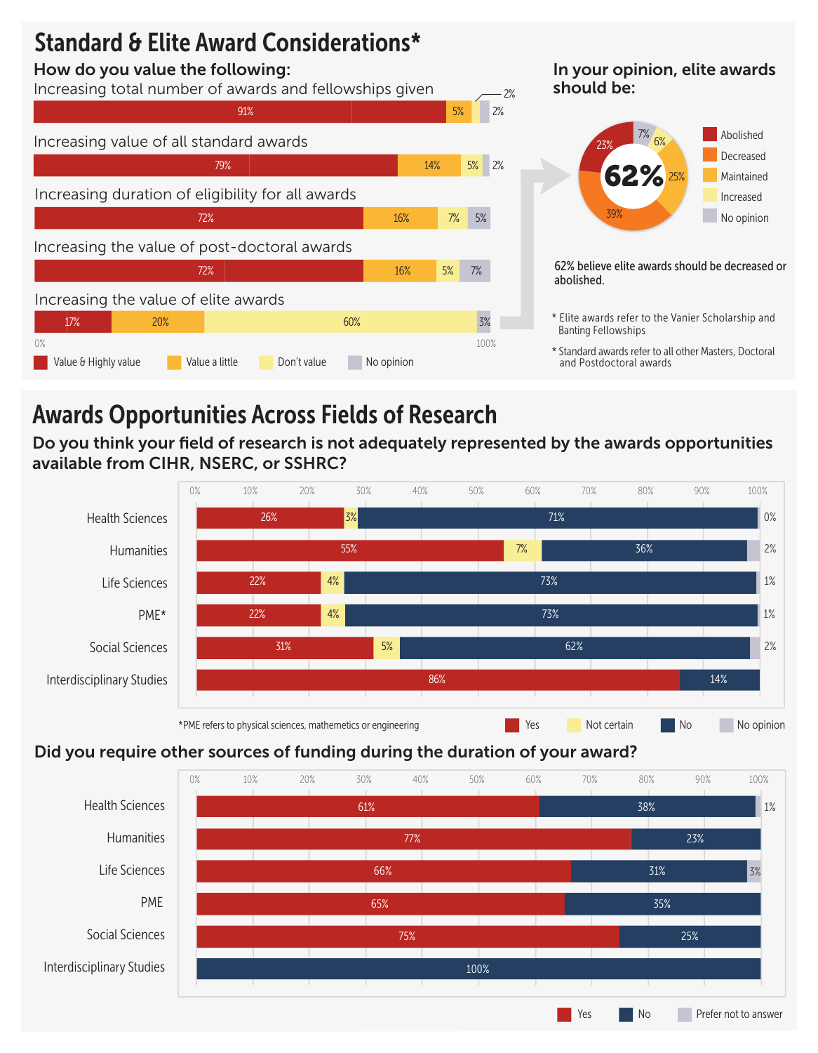# Standard & Elite Award Considerations*

## How do you value the following:

| | Value & Highly value | Value a little | Don't value | No opinion |
|---|---|---|---|---|
| Increasing total number of awards and fellowships given | 91% | 5% | 2% | 2% |
| Increasing value of all standard awards | 79% | 14% | 5% | 2% |
| Increasing duration of eligibility for all awards | 72% | 16% | 7% | 5% |
| Increasing the value of post-doctoral awards | 72% | 16% | 5% | 7% |
| Increasing the value of elite awards | 17% | 20% | 60% | 3% |

## In your opinion, elite awards should be:

| Response | % |
|---|---|
| Abolished | 23% |
| Decreased | 39% |
| Maintained | 25% |
| Increased | 6% |
| No opinion | 7% |

**62%**

62% believe elite awards should be decreased or abolished.

* Elite awards refer to the Vanier Scholarship and Banting Fellowships

* Standard awards refer to all other Masters, Doctoral and Postdoctoral awards

# Awards Opportunities Across Fields of Research

## Do you think your field of research is not adequately represented by the awards opportunities available from CIHR, NSERC, or SSHRC?

| Field | Yes | Not certain | No | No opinion |
|---|---|---|---|---|
| Health Sciences | 26% | 3% | 71% | 0% |
| Humanities | 55% | 7% | 36% | 2% |
| Life Sciences | 22% | 4% | 73% | 1% |
| PME* | 22% | 4% | 73% | 1% |
| Social Sciences | 31% | 5% | 62% | 2% |
| Interdisciplinary Studies | 86% | | 14% | |

*PME refers to physical sciences, mathemetics or engineering

## Did you require other sources of funding during the duration of your award?

| Field | Yes | No | Prefer not to answer |
|---|---|---|---|
| Health Sciences | 61% | 38% | 1% |
| Humanities | 77% | 23% | |
| Life Sciences | 66% | 31% | 3% |
| PME | 65% | 35% | |
| Social Sciences | 75% | 25% | |
| Interdisciplinary Studies | | 100% | |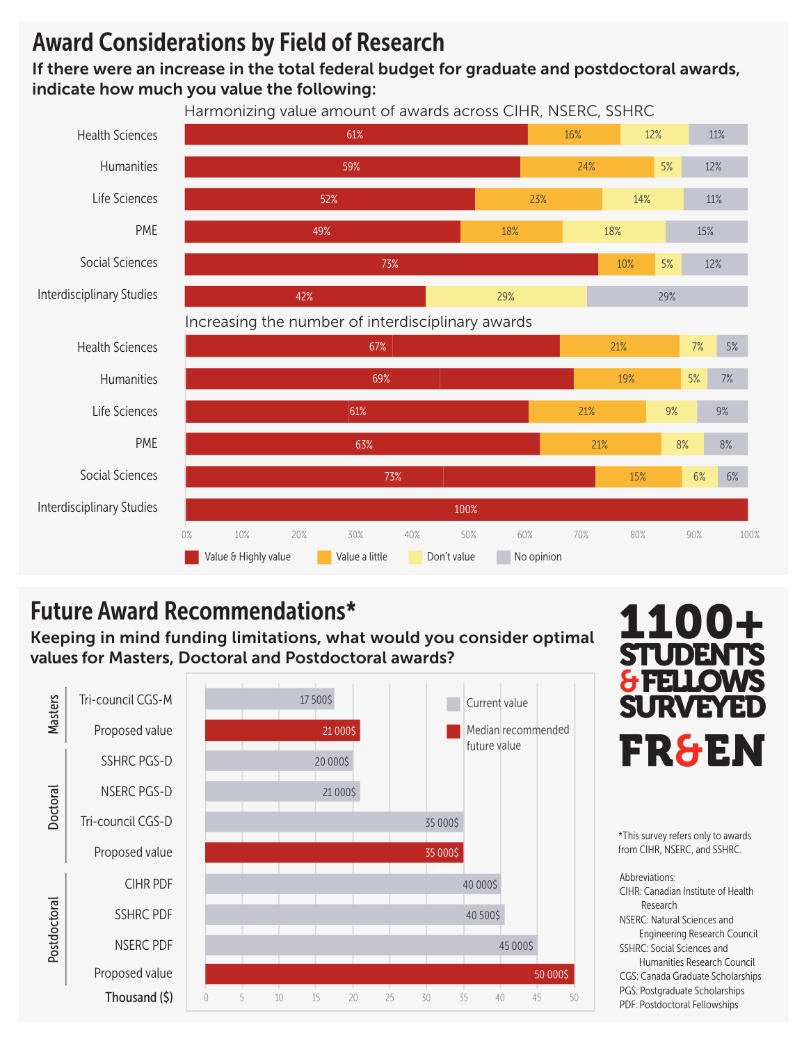# Award Considerations by Field of Research

**If there were an increase in the total federal budget for graduate and postdoctoral awards, indicate how much you value the following:**

Harmonizing value amount of awards across CIHR, NSERC, SSHRC

Health Sciences 61% 16% 12% 11%

Humanities 59% 24% 5% 12%

Life Sciences 52% 23% 14% 11%

PME 49% 18% 18% 15%

Social Sciences 73% 10% 5% 12%

Interdisciplinary Studies 42% 29% 29%

Increasing the number of interdisciplinary awards

Health Sciences 67% 21% 7% 5%

Humanities 69% 19% 5% 7%

Life Sciences 61% 21% 9% 9%

PME 63% 21% 8% 8%

Social Sciences 73% 15% 6% 6%

Interdisciplinary Studies 100%

0% 10% 20% 30% 40% 50% 60% 70% 80% 90% 100%

Value & Highly value — Value a little — Don't value — No opinion

# Future Award Recommendations*

**Keeping in mind funding limitations, what would you consider optimal values for Masters, Doctoral and Postdoctoral awards?**

Masters

Tri-council CGS-M 17 500$

Proposed value 21 000$

Doctoral

SSHRC PGS-D 20 000$

NSERC PGS-D 21 000$

Tri-council CGS-D 35 000$

Proposed value 35 000$

Postdoctoral

CIHR PDF 40 000$

SSHRC PDF 40 500$

NSERC PDF 45 000$

Proposed value 50 000$

Thousand ($) 0 5 10 15 20 25 30 35 40 45 50

Current value — Median recommended future value

**1100+ STUDENTS & FELLOWS SURVEYED**

**FR&EN**

*This survey refers only to awards from CIHR, NSERC, and SSHRC.

Abbreviations:
CIHR: Canadian Institute of Health Research
NSERC: Natural Sciences and Engineering Research Council
SSHRC: Social Sciences and Humanities Research Council
CGS: Canada Graduate Scholarships
PGS: Postgraduate Scholarships
PDF: Postdoctoral Fellowships